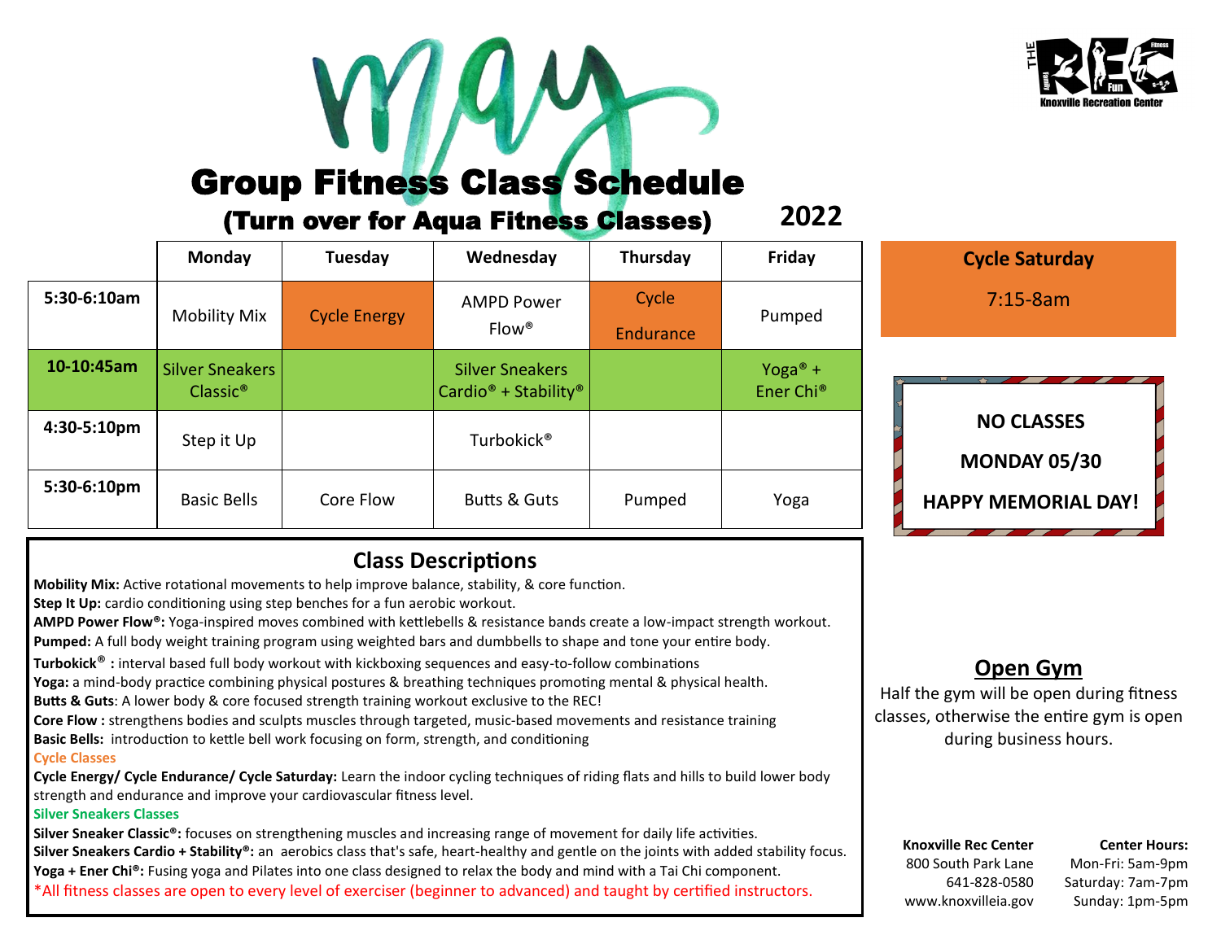# May

## Group Fitness Class Schedule

### (Turn over for Aqua Fitness Classes) 2022

|  | Monday | Tuesday | Wednesday | Thursday | Friday |
|---|---|---|---|---|---|
| 5:30-6:10am | Mobility Mix | Cycle Energy | AMPD Power Flow® | Cycle Endurance | Pumped |
| 10-10:45am | Silver Sneakers Classic® |  | Silver Sneakers Cardio® + Stability® |  | Yoga® + Ener Chi® |
| 4:30-5:10pm | Step it Up |  | Turbokick® |  |  |
| 5:30-6:10pm | Basic Bells | Core Flow | Butts & Guts | Pumped | Yoga |

**Cycle Saturday**

7:15-8am

**NO CLASSES**

**MONDAY 05/30**

**HAPPY MEMORIAL DAY!**

## Class Descriptions

**Mobility Mix:** Active rotational movements to help improve balance, stability, & core function.
**Step It Up:** cardio conditioning using step benches for a fun aerobic workout.
**AMPD Power Flow®:** Yoga-inspired moves combined with kettlebells & resistance bands create a low-impact strength workout.
**Pumped:** A full body weight training program using weighted bars and dumbbells to shape and tone your entire body.
**Turbokick® :** interval based full body workout with kickboxing sequences and easy-to-follow combinations
**Yoga:** a mind-body practice combining physical postures & breathing techniques promoting mental & physical health.
**Butts & Guts**: A lower body & core focused strength training workout exclusive to the REC!
**Core Flow :** strengthens bodies and sculpts muscles through targeted, music-based movements and resistance training
**Basic Bells:** introduction to kettle bell work focusing on form, strength, and conditioning

**Cycle Classes**

**Cycle Energy/ Cycle Endurance/ Cycle Saturday:** Learn the indoor cycling techniques of riding flats and hills to build lower body strength and endurance and improve your cardiovascular fitness level.

**Silver Sneakers Classes**

**Silver Sneaker Classic®:** focuses on strengthening muscles and increasing range of movement for daily life activities.
**Silver Sneakers Cardio + Stability®:** an aerobics class that's safe, heart-healthy and gentle on the joints with added stability focus.
**Yoga + Ener Chi®:** Fusing yoga and Pilates into one class designed to relax the body and mind with a Tai Chi component.

*All fitness classes are open to every level of exerciser (beginner to advanced) and taught by certified instructors.

## Open Gym

Half the gym will be open during fitness classes, otherwise the entire gym is open during business hours.

**Knoxville Rec Center**
800 South Park Lane
641-828-0580
www.knoxvilleia.gov

**Center Hours:**
Mon-Fri: 5am-9pm
Saturday: 7am-7pm
Sunday: 1pm-5pm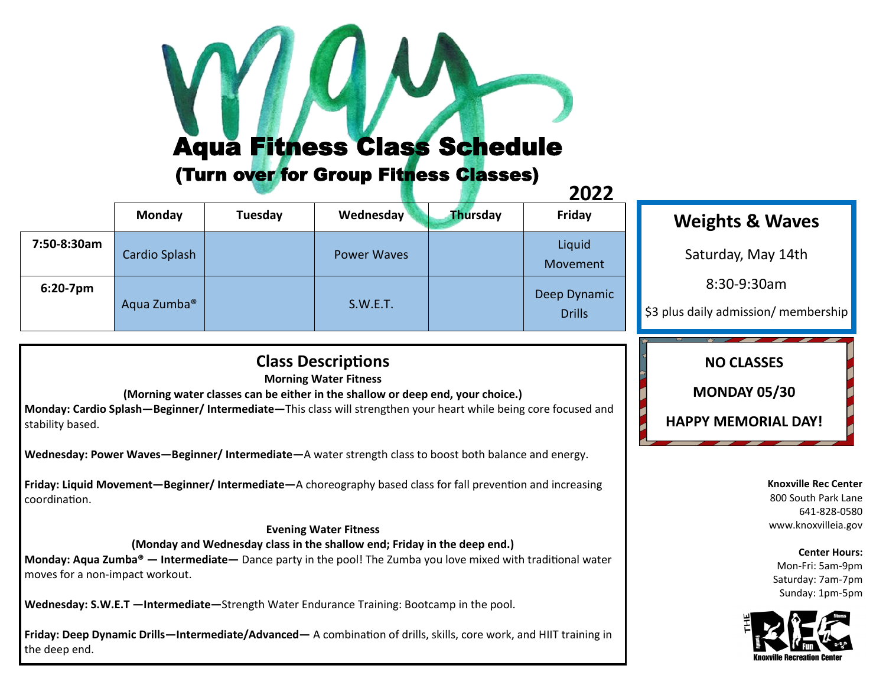# May

# Aqua Fitness Class Schedule

## (Turn over for Group Fitness Classes)

**2022**

| | Monday | Tuesday | Wednesday | Thursday | Friday |
|---|---|---|---|---|---|
| **7:50-8:30am** | Cardio Splash | | Power Waves | | Liquid Movement |
| **6:20-7pm** | Aqua Zumba® | | S.W.E.T. | | Deep Dynamic Drills |

## Weights & Waves

Saturday, May 14th

8:30-9:30am

$3 plus daily admission/ membership

**NO CLASSES**

**MONDAY 05/30**

**HAPPY MEMORIAL DAY!**

## Class Descriptions

**Morning Water Fitness**

**(Morning water classes can be either in the shallow or deep end, your choice.)**

**Monday: Cardio Splash—Beginner/ Intermediate—**This class will strengthen your heart while being core focused and stability based.

**Wednesday: Power Waves—Beginner/ Intermediate—**A water strength class to boost both balance and energy.

**Friday: Liquid Movement—Beginner/ Intermediate—**A choreography based class for fall prevention and increasing coordination.

**Evening Water Fitness**

**(Monday and Wednesday class in the shallow end; Friday in the deep end.)**

**Monday: Aqua Zumba® — Intermediate—** Dance party in the pool! The Zumba you love mixed with traditional water moves for a non-impact workout.

**Wednesday: S.W.E.T —Intermediate—**Strength Water Endurance Training: Bootcamp in the pool.

**Friday: Deep Dynamic Drills—Intermediate/Advanced—** A combination of drills, skills, core work, and HIIT training in the deep end.

**Knoxville Rec Center**
800 South Park Lane
641-828-0580
www.knoxvilleia.gov

**Center Hours:**
Mon-Fri: 5am-9pm
Saturday: 7am-7pm
Sunday: 1pm-5pm

THE REC — Family Fun Fitness — Knoxville Recreation Center